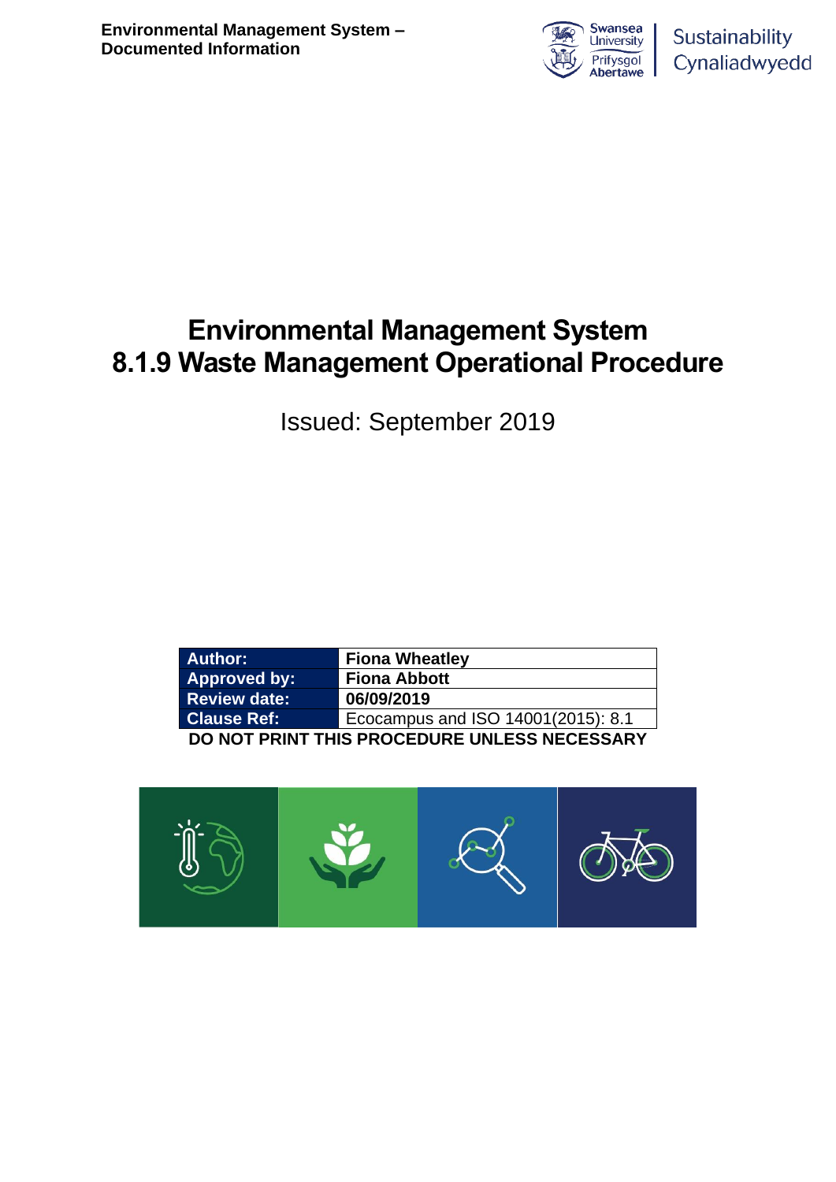# Environmental Management System
# 8.1.9 Waste Management Operational Procedure

Issued: September 2019

| Author: | Fiona Wheatley |
|---|---|
| Approved by: | Fiona Abbott |
| Review date: | 06/09/2019 |
| Clause Ref: | Ecocampus and ISO 14001(2015): 8.1 |

**DO NOT PRINT THIS PROCEDURE UNLESS NECESSARY**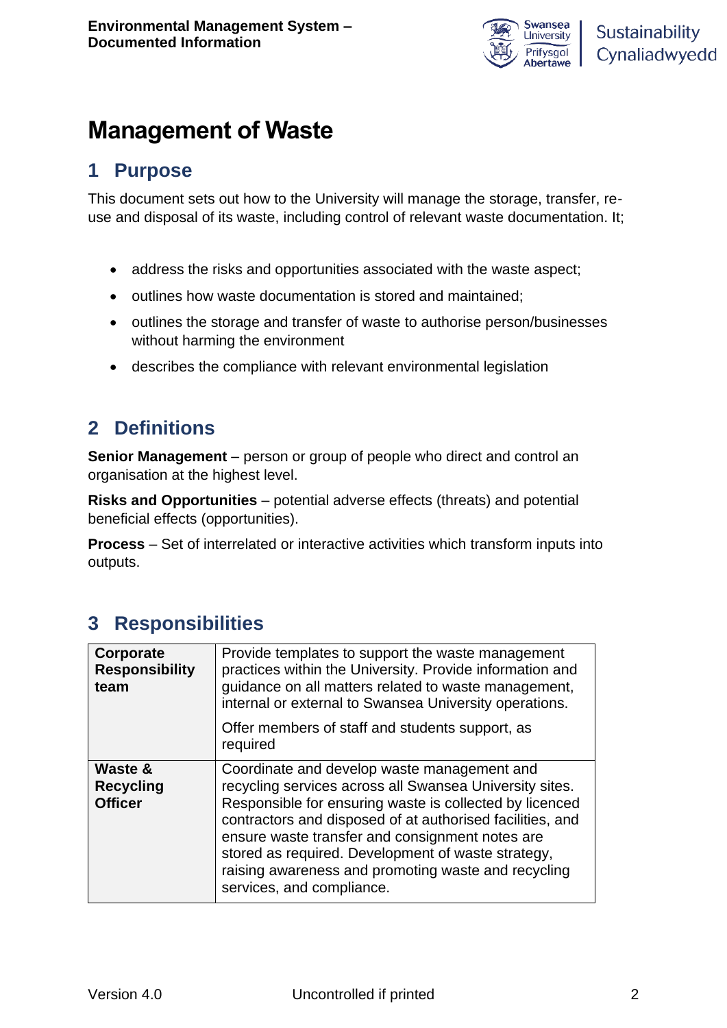# Management of Waste

## 1 Purpose

This document sets out how to the University will manage the storage, transfer, re-use and disposal of its waste, including control of relevant waste documentation. It;

- address the risks and opportunities associated with the waste aspect;
- outlines how waste documentation is stored and maintained;
- outlines the storage and transfer of waste to authorise person/businesses without harming the environment
- describes the compliance with relevant environmental legislation

## 2 Definitions

**Senior Management** – person or group of people who direct and control an organisation at the highest level.

**Risks and Opportunities** – potential adverse effects (threats) and potential beneficial effects (opportunities).

**Process** – Set of interrelated or interactive activities which transform inputs into outputs.

## 3 Responsibilities

| | |
|---|---|
| **Corporate Responsibility team** | Provide templates to support the waste management practices within the University. Provide information and guidance on all matters related to waste management, internal or external to Swansea University operations.<br><br>Offer members of staff and students support, as required |
| **Waste & Recycling Officer** | Coordinate and develop waste management and recycling services across all Swansea University sites. Responsible for ensuring waste is collected by licenced contractors and disposed of at authorised facilities, and ensure waste transfer and consignment notes are stored as required. Development of waste strategy, raising awareness and promoting waste and recycling services, and compliance. |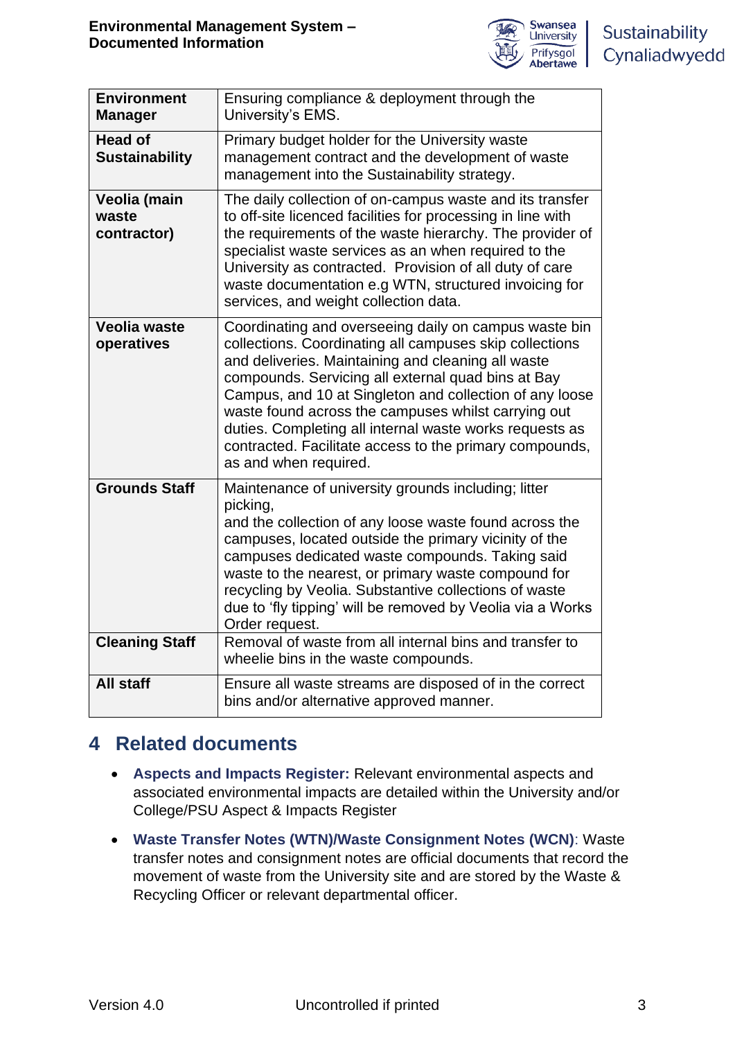| | |
|---|---|
| **Environment Manager** | Ensuring compliance & deployment through the University's EMS. |
| **Head of Sustainability** | Primary budget holder for the University waste management contract and the development of waste management into the Sustainability strategy. |
| **Veolia (main waste contractor)** | The daily collection of on-campus waste and its transfer to off-site licenced facilities for processing in line with the requirements of the waste hierarchy. The provider of specialist waste services as an when required to the University as contracted. Provision of all duty of care waste documentation e.g WTN, structured invoicing for services, and weight collection data. |
| **Veolia waste operatives** | Coordinating and overseeing daily on campus waste bin collections. Coordinating all campuses skip collections and deliveries. Maintaining and cleaning all waste compounds. Servicing all external quad bins at Bay Campus, and 10 at Singleton and collection of any loose waste found across the campuses whilst carrying out duties. Completing all internal waste works requests as contracted. Facilitate access to the primary compounds, as and when required. |
| **Grounds Staff** | Maintenance of university grounds including; litter picking, and the collection of any loose waste found across the campuses, located outside the primary vicinity of the campuses dedicated waste compounds. Taking said waste to the nearest, or primary waste compound for recycling by Veolia. Substantive collections of waste due to 'fly tipping' will be removed by Veolia via a Works Order request. |
| **Cleaning Staff** | Removal of waste from all internal bins and transfer to wheelie bins in the waste compounds. |
| **All staff** | Ensure all waste streams are disposed of in the correct bins and/or alternative approved manner. |

## 4 Related documents

- **Aspects and Impacts Register:** Relevant environmental aspects and associated environmental impacts are detailed within the University and/or College/PSU Aspect & Impacts Register
- **Waste Transfer Notes (WTN)/Waste Consignment Notes (WCN)**: Waste transfer notes and consignment notes are official documents that record the movement of waste from the University site and are stored by the Waste & Recycling Officer or relevant departmental officer.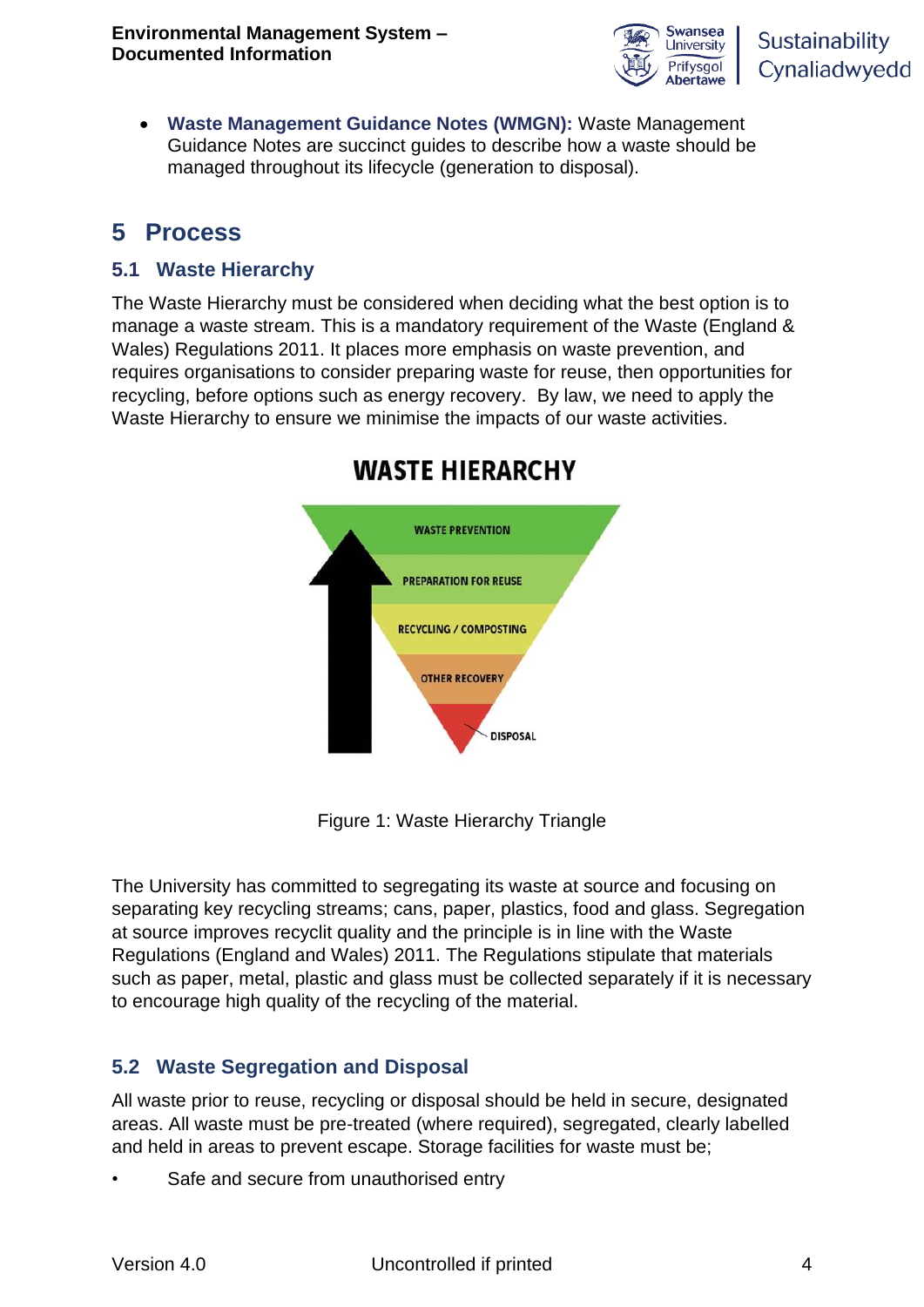- **Waste Management Guidance Notes (WMGN):** Waste Management Guidance Notes are succinct guides to describe how a waste should be managed throughout its lifecycle (generation to disposal).

# 5 Process

## 5.1 Waste Hierarchy

The Waste Hierarchy must be considered when deciding what the best option is to manage a waste stream. This is a mandatory requirement of the Waste (England & Wales) Regulations 2011. It places more emphasis on waste prevention, and requires organisations to consider preparing waste for reuse, then opportunities for recycling, before options such as energy recovery. By law, we need to apply the Waste Hierarchy to ensure we minimise the impacts of our waste activities.

**WASTE HIERARCHY**

- WASTE PREVENTION
- PREPARATION FOR REUSE
- RECYCLING / COMPOSTING
- OTHER RECOVERY
- DISPOSAL

Figure 1: Waste Hierarchy Triangle

The University has committed to segregating its waste at source and focusing on separating key recycling streams; cans, paper, plastics, food and glass. Segregation at source improves recyclit quality and the principle is in line with the Waste Regulations (England and Wales) 2011. The Regulations stipulate that materials such as paper, metal, plastic and glass must be collected separately if it is necessary to encourage high quality of the recycling of the material.

## 5.2 Waste Segregation and Disposal

All waste prior to reuse, recycling or disposal should be held in secure, designated areas. All waste must be pre-treated (where required), segregated, clearly labelled and held in areas to prevent escape. Storage facilities for waste must be;

- Safe and secure from unauthorised entry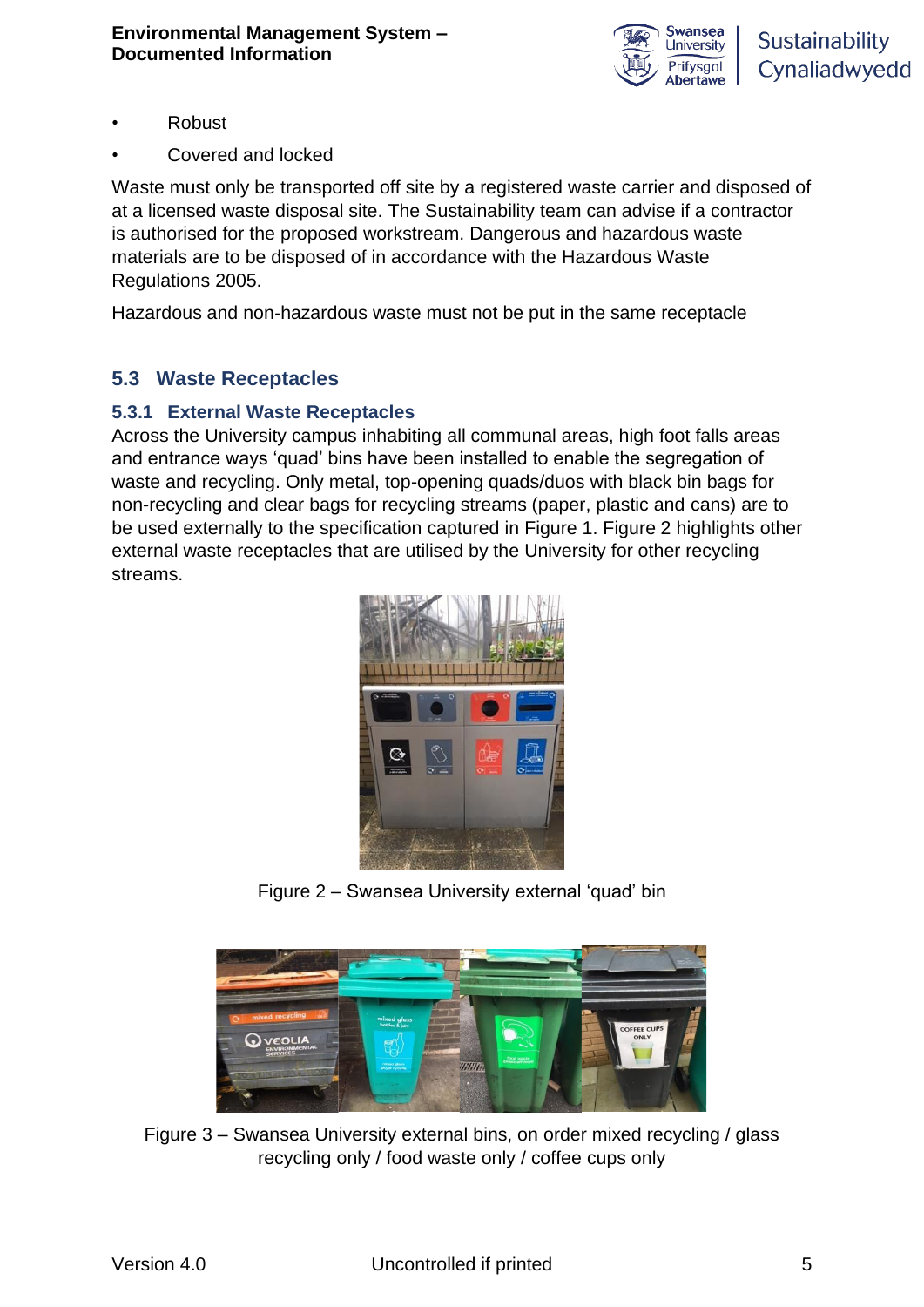- Robust
- Covered and locked

Waste must only be transported off site by a registered waste carrier and disposed of at a licensed waste disposal site. The Sustainability team can advise if a contractor is authorised for the proposed workstream. Dangerous and hazardous waste materials are to be disposed of in accordance with the Hazardous Waste Regulations 2005.

Hazardous and non-hazardous waste must not be put in the same receptacle

## 5.3 Waste Receptacles

### 5.3.1 External Waste Receptacles

Across the University campus inhabiting all communal areas, high foot falls areas and entrance ways 'quad' bins have been installed to enable the segregation of waste and recycling. Only metal, top-opening quads/duos with black bin bags for non-recycling and clear bags for recycling streams (paper, plastic and cans) are to be used externally to the specification captured in Figure 1. Figure 2 highlights other external waste receptacles that are utilised by the University for other recycling streams.

Figure 2 – Swansea University external 'quad' bin

Figure 3 – Swansea University external bins, on order mixed recycling / glass recycling only / food waste only / coffee cups only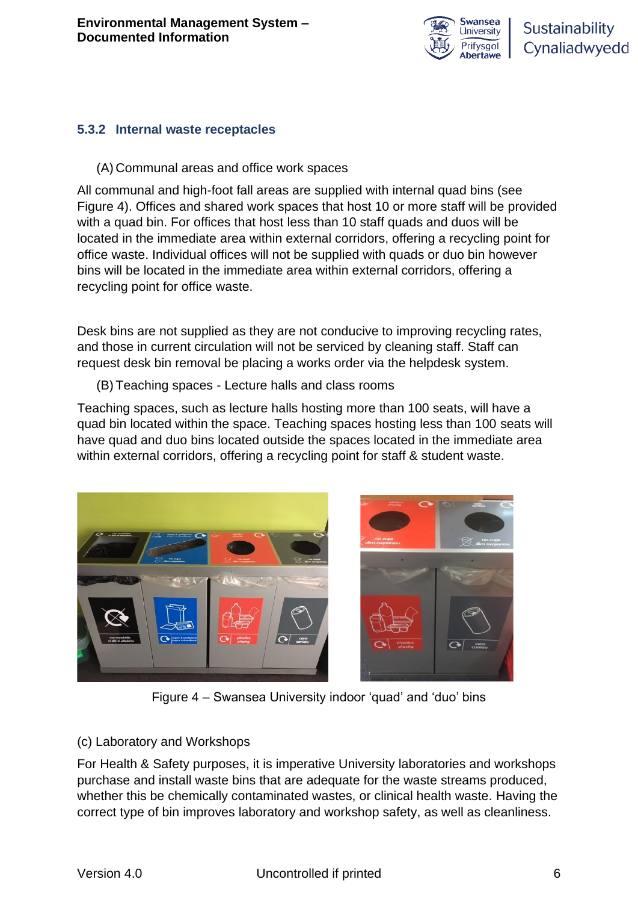### 5.3.2 Internal waste receptacles

(A) Communal areas and office work spaces

All communal and high-foot fall areas are supplied with internal quad bins (see Figure 4). Offices and shared work spaces that host 10 or more staff will be provided with a quad bin. For offices that host less than 10 staff quads and duos will be located in the immediate area within external corridors, offering a recycling point for office waste. Individual offices will not be supplied with quads or duo bin however bins will be located in the immediate area within external corridors, offering a recycling point for office waste.

Desk bins are not supplied as they are not conducive to improving recycling rates, and those in current circulation will not be serviced by cleaning staff. Staff can request desk bin removal be placing a works order via the helpdesk system.

(B) Teaching spaces - Lecture halls and class rooms

Teaching spaces, such as lecture halls hosting more than 100 seats, will have a quad bin located within the space. Teaching spaces hosting less than 100 seats will have quad and duo bins located outside the spaces located in the immediate area within external corridors, offering a recycling point for staff & student waste.

Figure 4 – Swansea University indoor 'quad' and 'duo' bins

(c) Laboratory and Workshops

For Health & Safety purposes, it is imperative University laboratories and workshops purchase and install waste bins that are adequate for the waste streams produced, whether this be chemically contaminated wastes, or clinical health waste. Having the correct type of bin improves laboratory and workshop safety, as well as cleanliness.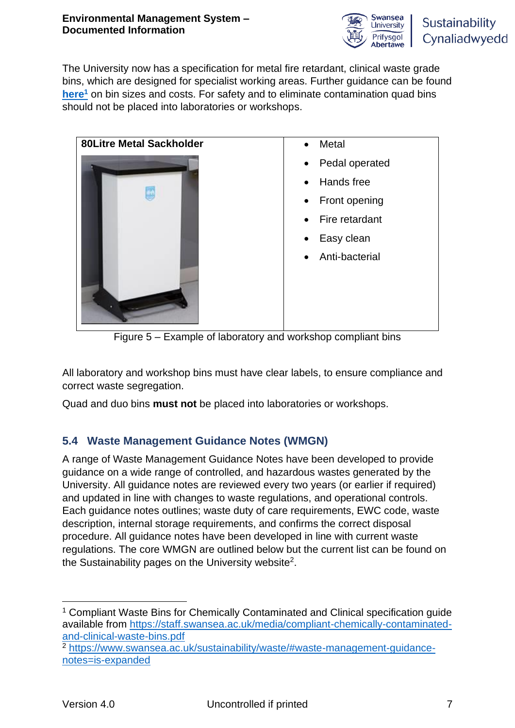The University now has a specification for metal fire retardant, clinical waste grade bins, which are designed for specialist working areas. Further guidance can be found **here**[1] on bin sizes and costs. For safety and to eliminate contamination quad bins should not be placed into laboratories or workshops.

| 80Litre Metal Sackholder | |
|---|---|
| | • Metal<br>• Pedal operated<br>• Hands free<br>• Front opening<br>• Fire retardant<br>• Easy clean<br>• Anti-bacterial |

Figure 5 – Example of laboratory and workshop compliant bins

All laboratory and workshop bins must have clear labels, to ensure compliance and correct waste segregation.

Quad and duo bins **must not** be placed into laboratories or workshops.

## 5.4 Waste Management Guidance Notes (WMGN)

A range of Waste Management Guidance Notes have been developed to provide guidance on a wide range of controlled, and hazardous wastes generated by the University. All guidance notes are reviewed every two years (or earlier if required) and updated in line with changes to waste regulations, and operational controls. Each guidance notes outlines; waste duty of care requirements, EWC code, waste description, internal storage requirements, and confirms the correct disposal procedure. All guidance notes have been developed in line with current waste regulations. The core WMGN are outlined below but the current list can be found on the Sustainability pages on the University website[2].

---

[1] Compliant Waste Bins for Chemically Contaminated and Clinical specification guide available from https://staff.swansea.ac.uk/media/compliant-chemically-contaminated-and-clinical-waste-bins.pdf

[2] https://www.swansea.ac.uk/sustainability/waste/#waste-management-guidance-notes=is-expanded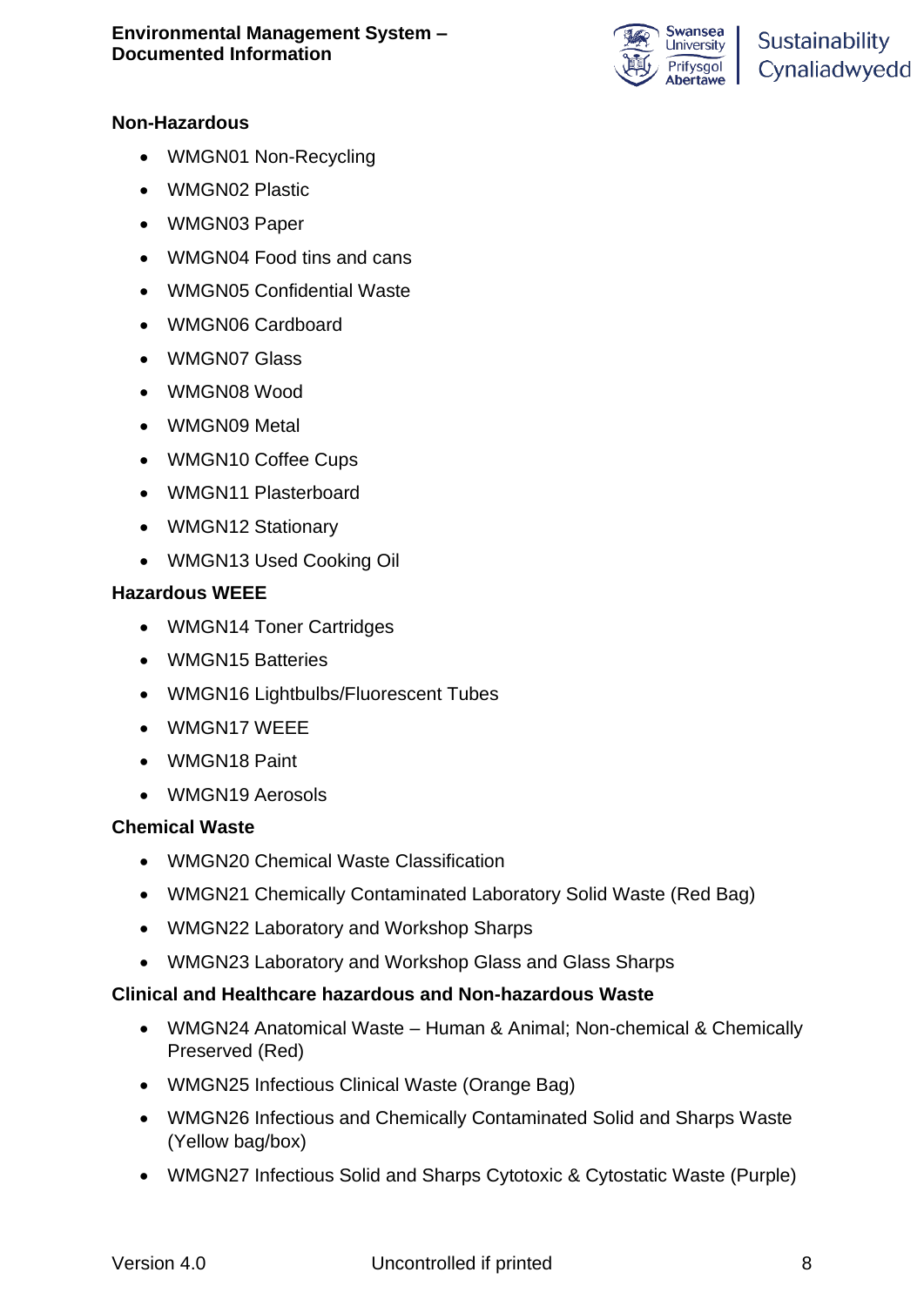### Non-Hazardous

- WMGN01 Non-Recycling
- WMGN02 Plastic
- WMGN03 Paper
- WMGN04 Food tins and cans
- WMGN05 Confidential Waste
- WMGN06 Cardboard
- WMGN07 Glass
- WMGN08 Wood
- WMGN09 Metal
- WMGN10 Coffee Cups
- WMGN11 Plasterboard
- WMGN12 Stationary
- WMGN13 Used Cooking Oil

### Hazardous WEEE

- WMGN14 Toner Cartridges
- WMGN15 Batteries
- WMGN16 Lightbulbs/Fluorescent Tubes
- WMGN17 WEEE
- WMGN18 Paint
- WMGN19 Aerosols

### Chemical Waste

- WMGN20 Chemical Waste Classification
- WMGN21 Chemically Contaminated Laboratory Solid Waste (Red Bag)
- WMGN22 Laboratory and Workshop Sharps
- WMGN23 Laboratory and Workshop Glass and Glass Sharps

### Clinical and Healthcare hazardous and Non-hazardous Waste

- WMGN24 Anatomical Waste – Human & Animal; Non-chemical & Chemically Preserved (Red)
- WMGN25 Infectious Clinical Waste (Orange Bag)
- WMGN26 Infectious and Chemically Contaminated Solid and Sharps Waste (Yellow bag/box)
- WMGN27 Infectious Solid and Sharps Cytotoxic & Cytostatic Waste (Purple)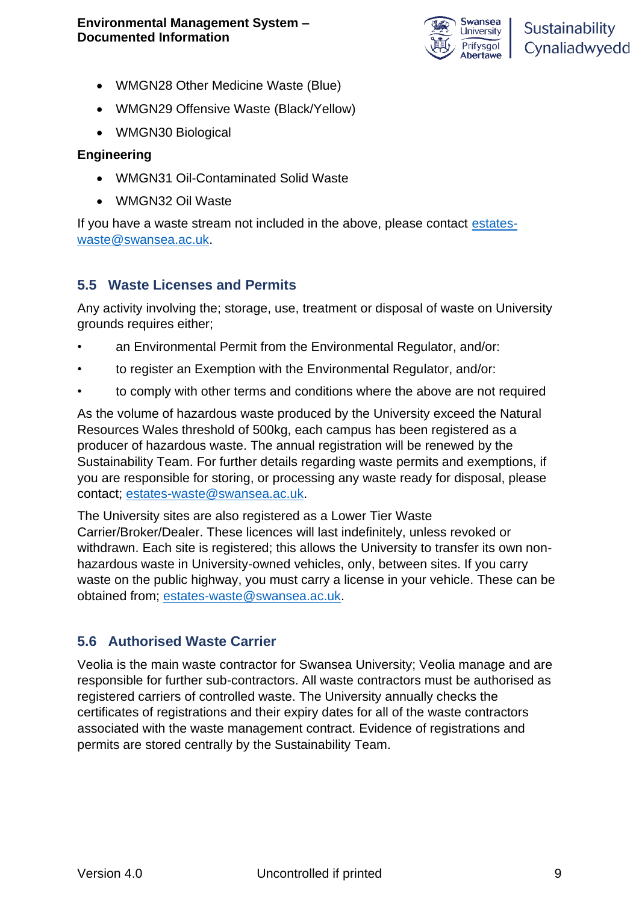- WMGN28 Other Medicine Waste (Blue)
- WMGN29 Offensive Waste (Black/Yellow)
- WMGN30 Biological

**Engineering**

- WMGN31 Oil-Contaminated Solid Waste
- WMGN32 Oil Waste

If you have a waste stream not included in the above, please contact estates-waste@swansea.ac.uk.

## 5.5 Waste Licenses and Permits

Any activity involving the; storage, use, treatment or disposal of waste on University grounds requires either;

- an Environmental Permit from the Environmental Regulator, and/or:
- to register an Exemption with the Environmental Regulator, and/or:
- to comply with other terms and conditions where the above are not required

As the volume of hazardous waste produced by the University exceed the Natural Resources Wales threshold of 500kg, each campus has been registered as a producer of hazardous waste. The annual registration will be renewed by the Sustainability Team. For further details regarding waste permits and exemptions, if you are responsible for storing, or processing any waste ready for disposal, please contact; estates-waste@swansea.ac.uk.

The University sites are also registered as a Lower Tier Waste Carrier/Broker/Dealer. These licences will last indefinitely, unless revoked or withdrawn. Each site is registered; this allows the University to transfer its own non-hazardous waste in University-owned vehicles, only, between sites. If you carry waste on the public highway, you must carry a license in your vehicle. These can be obtained from; estates-waste@swansea.ac.uk.

## 5.6 Authorised Waste Carrier

Veolia is the main waste contractor for Swansea University; Veolia manage and are responsible for further sub-contractors. All waste contractors must be authorised as registered carriers of controlled waste. The University annually checks the certificates of registrations and their expiry dates for all of the waste contractors associated with the waste management contract. Evidence of registrations and permits are stored centrally by the Sustainability Team.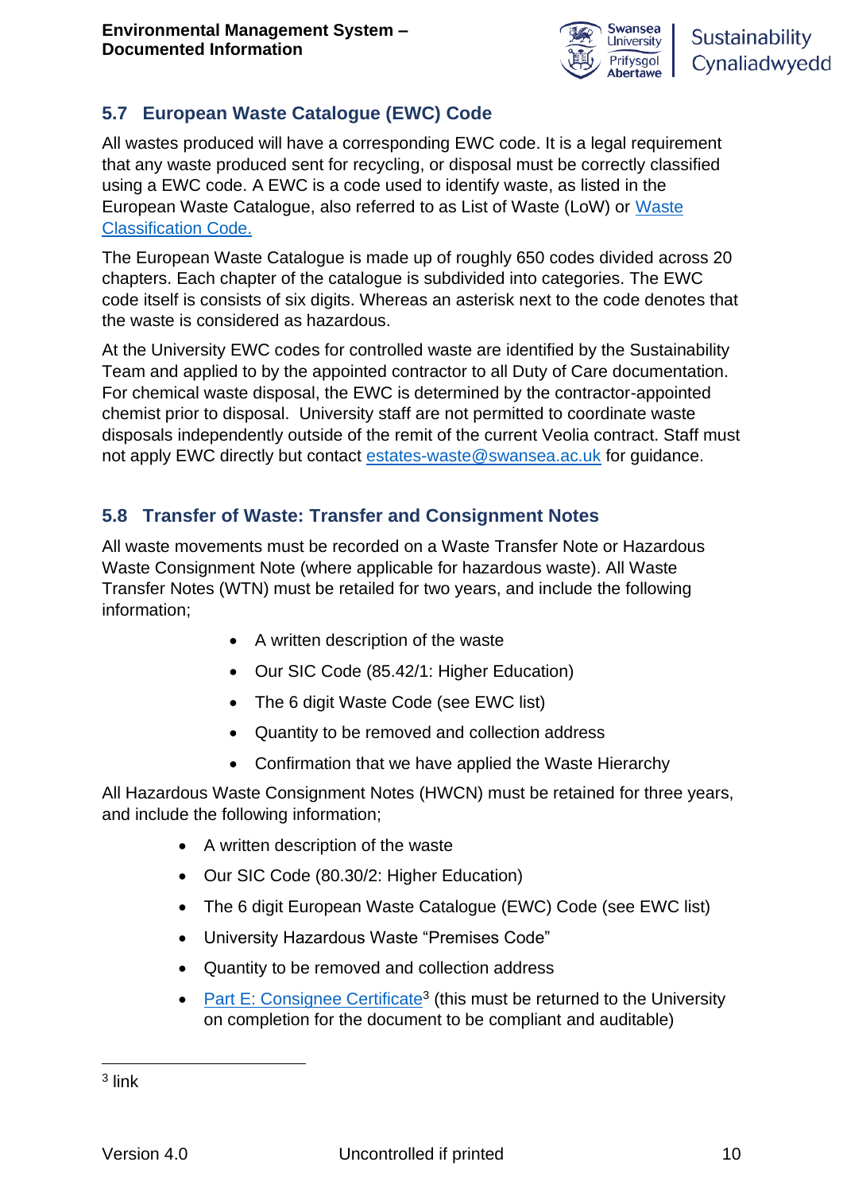## 5.7 European Waste Catalogue (EWC) Code

All wastes produced will have a corresponding EWC code. It is a legal requirement that any waste produced sent for recycling, or disposal must be correctly classified using a EWC code. A EWC is a code used to identify waste, as listed in the European Waste Catalogue, also referred to as List of Waste (LoW) or [Waste Classification Code.](#)

The European Waste Catalogue is made up of roughly 650 codes divided across 20 chapters. Each chapter of the catalogue is subdivided into categories. The EWC code itself is consists of six digits. Whereas an asterisk next to the code denotes that the waste is considered as hazardous.

At the University EWC codes for controlled waste are identified by the Sustainability Team and applied to by the appointed contractor to all Duty of Care documentation. For chemical waste disposal, the EWC is determined by the contractor-appointed chemist prior to disposal. University staff are not permitted to coordinate waste disposals independently outside of the remit of the current Veolia contract. Staff must not apply EWC directly but contact [estates-waste@swansea.ac.uk](mailto:estates-waste@swansea.ac.uk) for guidance.

## 5.8 Transfer of Waste: Transfer and Consignment Notes

All waste movements must be recorded on a Waste Transfer Note or Hazardous Waste Consignment Note (where applicable for hazardous waste). All Waste Transfer Notes (WTN) must be retailed for two years, and include the following information;

- A written description of the waste
- Our SIC Code (85.42/1: Higher Education)
- The 6 digit Waste Code (see EWC list)
- Quantity to be removed and collection address
- Confirmation that we have applied the Waste Hierarchy

All Hazardous Waste Consignment Notes (HWCN) must be retained for three years, and include the following information;

- A written description of the waste
- Our SIC Code (80.30/2: Higher Education)
- The 6 digit European Waste Catalogue (EWC) Code (see EWC list)
- University Hazardous Waste "Premises Code"
- Quantity to be removed and collection address
- [Part E: Consignee Certificate](#)[3] (this must be returned to the University on completion for the document to be compliant and auditable)

[3] link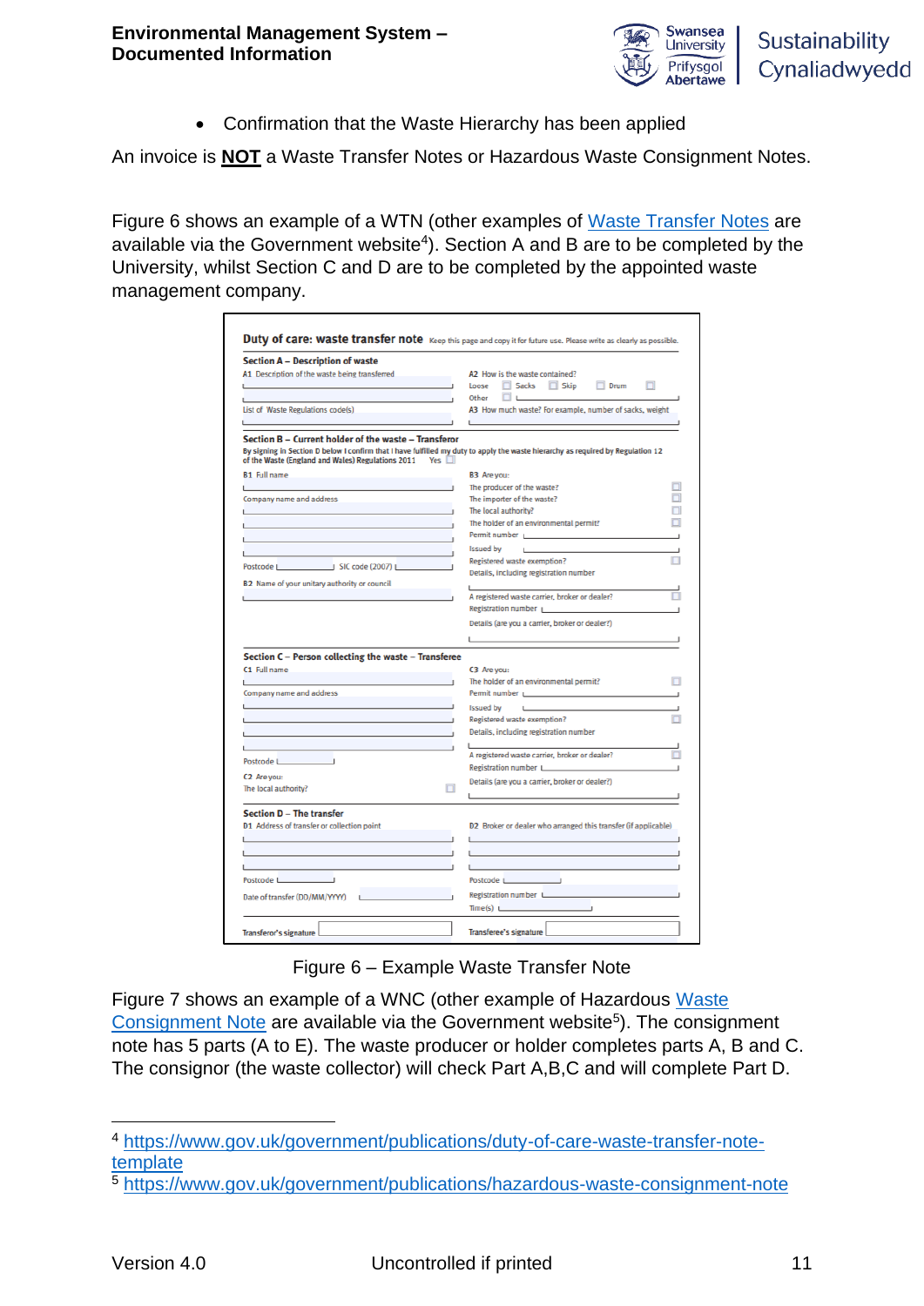- Confirmation that the Waste Hierarchy has been applied

An invoice is **NOT** a Waste Transfer Notes or Hazardous Waste Consignment Notes.

Figure 6 shows an example of a WTN (other examples of Waste Transfer Notes are available via the Government website[4]). Section A and B are to be completed by the University, whilst Section C and D are to be completed by the appointed waste management company.

**Duty of care: waste transfer note** Keep this page and copy it for future use. Please write as clearly as possible.

**Section A – Description of waste**

A1 Description of the waste being transferred

List of Waste Regulations code(s)

A2 How is the waste contained?
Loose ☐ Sacks ☐ Skip ☐ Drum ☐
Other ☐

A3 How much waste? For example, number of sacks, weight

**Section B – Current holder of the waste – Transferor**

By signing in Section D below I confirm that I have fulfilled my duty to apply the waste hierarchy as required by Regulation 12 of the Waste (England and Wales) Regulations 2011 Yes ☐

B1 Full name

Company name and address

Postcode SIC code (2007)

B2 Name of your unitary authority or council

B3 Are you:
The producer of the waste? ☐
The importer of the waste? ☐
The local authority? ☐
The holder of an environmental permit? ☐
Permit number
Issued by
Registered waste exemption? ☐
Details, including registration number
A registered waste carrier, broker or dealer? ☐
Registration number
Details (are you a carrier, broker or dealer?)

**Section C – Person collecting the waste – Transferee**

C1 Full name

Company name and address

Postcode

C2 Are you:
The local authority? ☐

C3 Are you:
The holder of an environmental permit? ☐
Permit number
Issued by
Registered waste exemption? ☐
Details, including registration number
A registered waste carrier, broker or dealer? ☐
Registration number
Details (are you a carrier, broker or dealer?)

**Section D – The transfer**

D1 Address of transfer or collection point

Postcode

Date of transfer (DD/MM/YYYY)

D2 Broker or dealer who arranged this transfer (if applicable)

Postcode

Registration number

Time(s)

Transferor's signature

Transferee's signature

Figure 6 – Example Waste Transfer Note

Figure 7 shows an example of a WNC (other example of Hazardous Waste Consignment Note are available via the Government website[5]). The consignment note has 5 parts (A to E). The waste producer or holder completes parts A, B and C. The consignor (the waste collector) will check Part A,B,C and will complete Part D.

---

[4] https://www.gov.uk/government/publications/duty-of-care-waste-transfer-note-template

[5] https://www.gov.uk/government/publications/hazardous-waste-consignment-note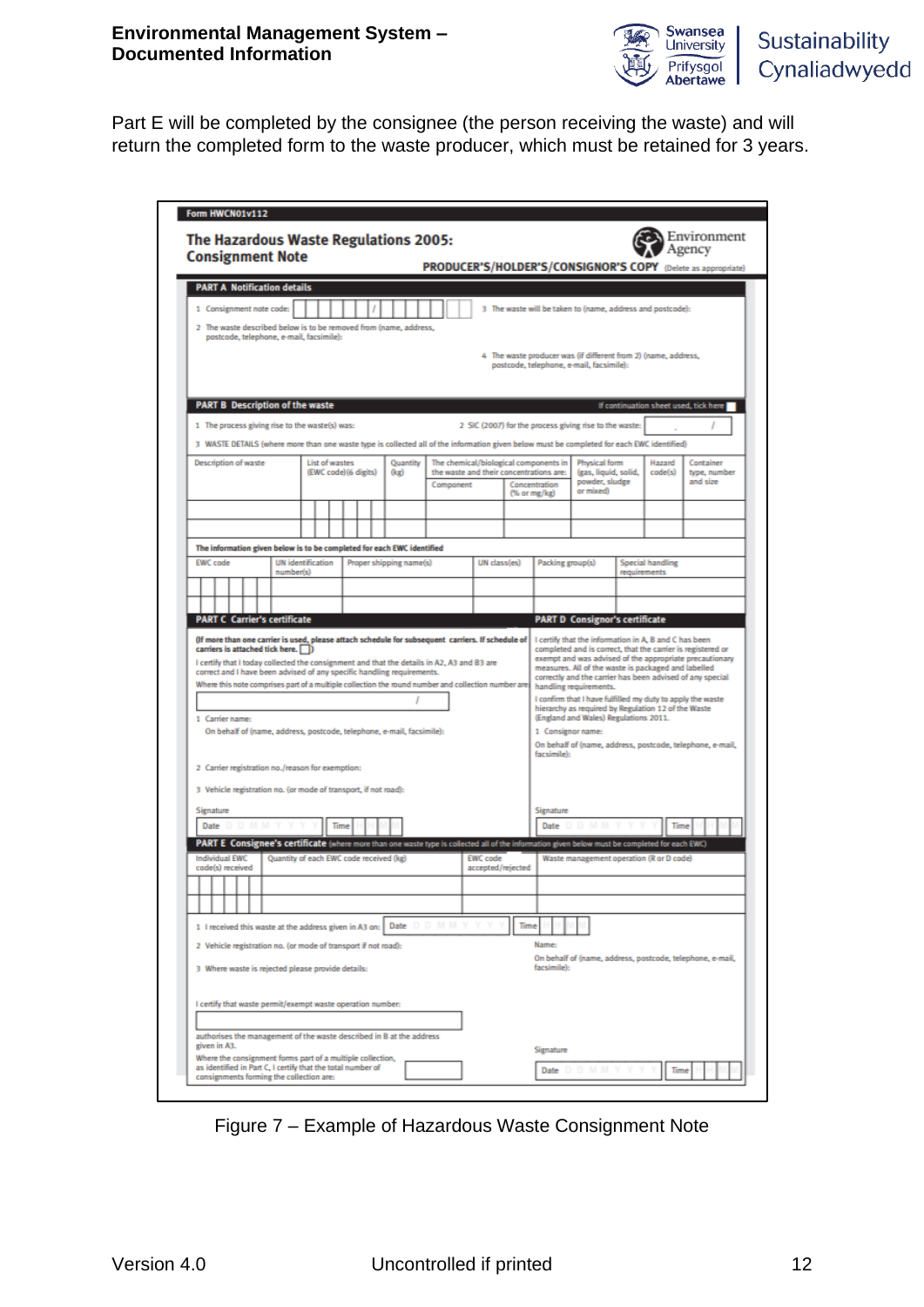Part E will be completed by the consignee (the person receiving the waste) and will return the completed form to the waste producer, which must be retained for 3 years.

Figure 7 – Example of Hazardous Waste Consignment Note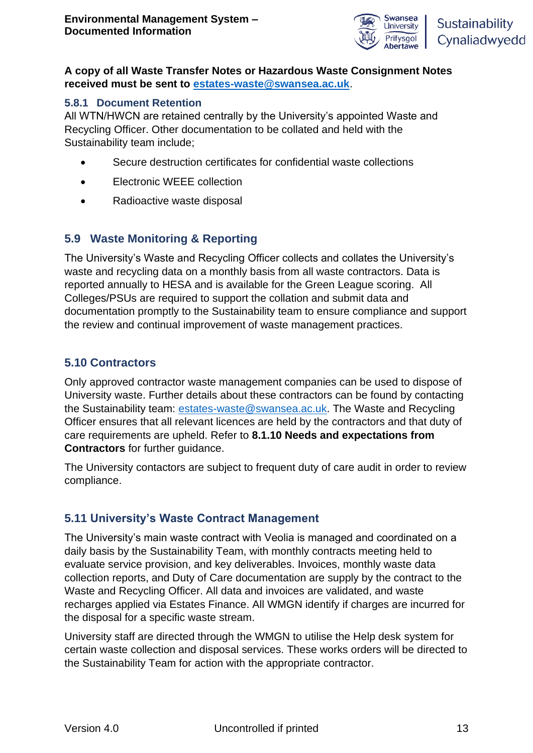**A copy of all Waste Transfer Notes or Hazardous Waste Consignment Notes received must be sent to [estates-waste@swansea.ac.uk](mailto:estates-waste@swansea.ac.uk).**

### 5.8.1 Document Retention

All WTN/HWCN are retained centrally by the University's appointed Waste and Recycling Officer. Other documentation to be collated and held with the Sustainability team include;

- Secure destruction certificates for confidential waste collections
- Electronic WEEE collection
- Radioactive waste disposal

## 5.9 Waste Monitoring & Reporting

The University's Waste and Recycling Officer collects and collates the University's waste and recycling data on a monthly basis from all waste contractors. Data is reported annually to HESA and is available for the Green League scoring. All Colleges/PSUs are required to support the collation and submit data and documentation promptly to the Sustainability team to ensure compliance and support the review and continual improvement of waste management practices.

## 5.10 Contractors

Only approved contractor waste management companies can be used to dispose of University waste. Further details about these contractors can be found by contacting the Sustainability team: [estates-waste@swansea.ac.uk](mailto:estates-waste@swansea.ac.uk). The Waste and Recycling Officer ensures that all relevant licences are held by the contractors and that duty of care requirements are upheld. Refer to **8.1.10 Needs and expectations from Contractors** for further guidance.

The University contactors are subject to frequent duty of care audit in order to review compliance.

## 5.11 University's Waste Contract Management

The University's main waste contract with Veolia is managed and coordinated on a daily basis by the Sustainability Team, with monthly contracts meeting held to evaluate service provision, and key deliverables. Invoices, monthly waste data collection reports, and Duty of Care documentation are supply by the contract to the Waste and Recycling Officer. All data and invoices are validated, and waste recharges applied via Estates Finance. All WMGN identify if charges are incurred for the disposal for a specific waste stream.

University staff are directed through the WMGN to utilise the Help desk system for certain waste collection and disposal services. These works orders will be directed to the Sustainability Team for action with the appropriate contractor.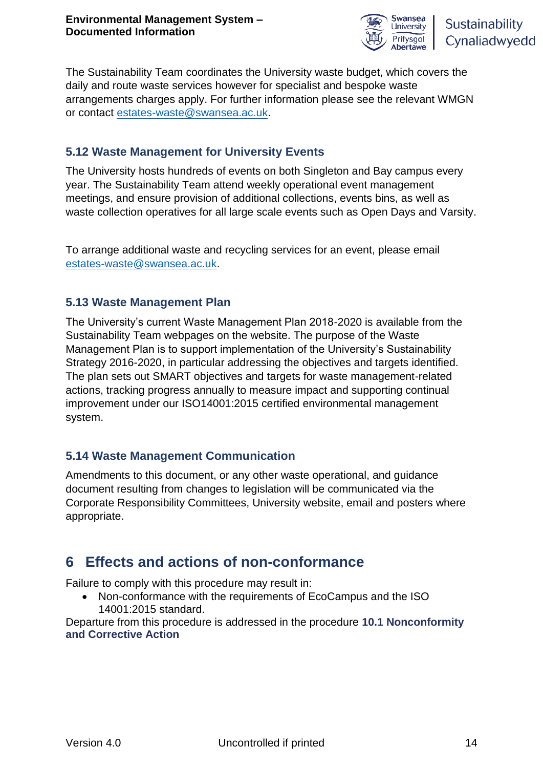The Sustainability Team coordinates the University waste budget, which covers the daily and route waste services however for specialist and bespoke waste arrangements charges apply. For further information please see the relevant WMGN or contact estates-waste@swansea.ac.uk.

### 5.12 Waste Management for University Events

The University hosts hundreds of events on both Singleton and Bay campus every year. The Sustainability Team attend weekly operational event management meetings, and ensure provision of additional collections, events bins, as well as waste collection operatives for all large scale events such as Open Days and Varsity.

To arrange additional waste and recycling services for an event, please email estates-waste@swansea.ac.uk.

### 5.13 Waste Management Plan

The University's current Waste Management Plan 2018-2020 is available from the Sustainability Team webpages on the website. The purpose of the Waste Management Plan is to support implementation of the University's Sustainability Strategy 2016-2020, in particular addressing the objectives and targets identified. The plan sets out SMART objectives and targets for waste management-related actions, tracking progress annually to measure impact and supporting continual improvement under our ISO14001:2015 certified environmental management system.

### 5.14 Waste Management Communication

Amendments to this document, or any other waste operational, and guidance document resulting from changes to legislation will be communicated via the Corporate Responsibility Committees, University website, email and posters where appropriate.

## 6 Effects and actions of non-conformance

Failure to comply with this procedure may result in:

- Non-conformance with the requirements of EcoCampus and the ISO 14001:2015 standard.

Departure from this procedure is addressed in the procedure **10.1 Nonconformity and Corrective Action**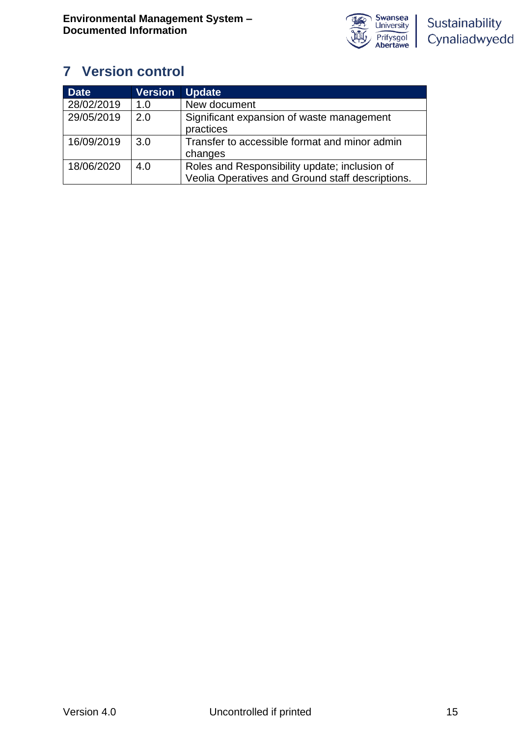## 7 Version control

| Date | Version | Update |
|---|---|---|
| 28/02/2019 | 1.0 | New document |
| 29/05/2019 | 2.0 | Significant expansion of waste management practices |
| 16/09/2019 | 3.0 | Transfer to accessible format and minor admin changes |
| 18/06/2020 | 4.0 | Roles and Responsibility update; inclusion of Veolia Operatives and Ground staff descriptions. |